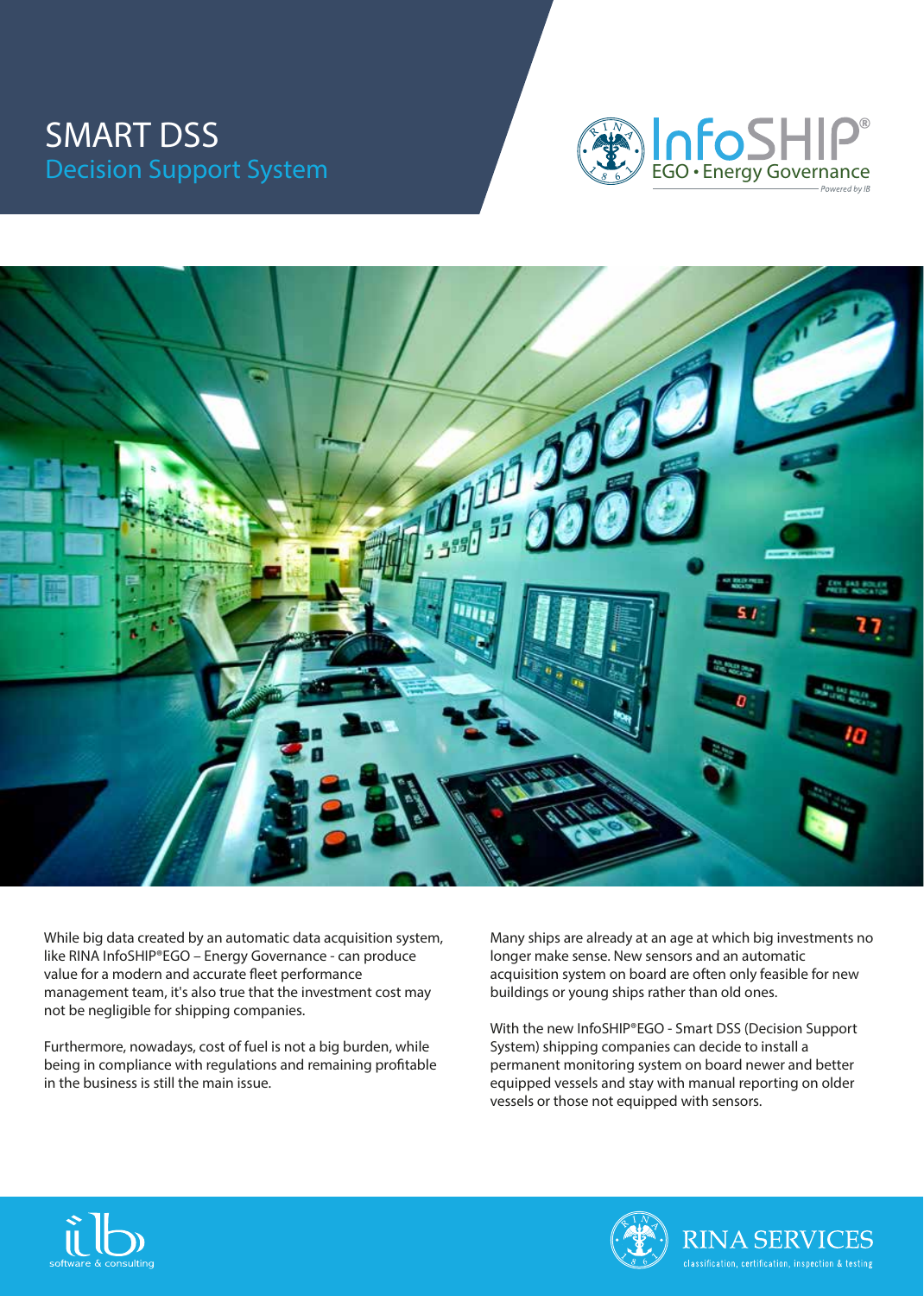# SMART DSS

## Decision Support System

InfoSHIP® EGO • Energy Governance

*Powered by IB*

While big data created by an automatic data acquisition system, like RINA InfoSHIP®EGO – Energy Governance - can produce value for a modern and accurate fleet performance management team, it's also true that the investment cost may not be negligible for shipping companies.

Furthermore, nowadays, cost of fuel is not a big burden, while being in compliance with regulations and remaining profitable in the business is still the main issue.

Many ships are already at an age at which big investments no longer make sense. New sensors and an automatic acquisition system on board are often only feasible for new buildings or young ships rather than old ones.

With the new InfoSHIP®EGO - Smart DSS (Decision Support System) shipping companies can decide to install a permanent monitoring system on board newer and better equipped vessels and stay with manual reporting on older vessels or those not equipped with sensors.

ilb software & consulting

RINA SERVICES classification, certification, inspection & testing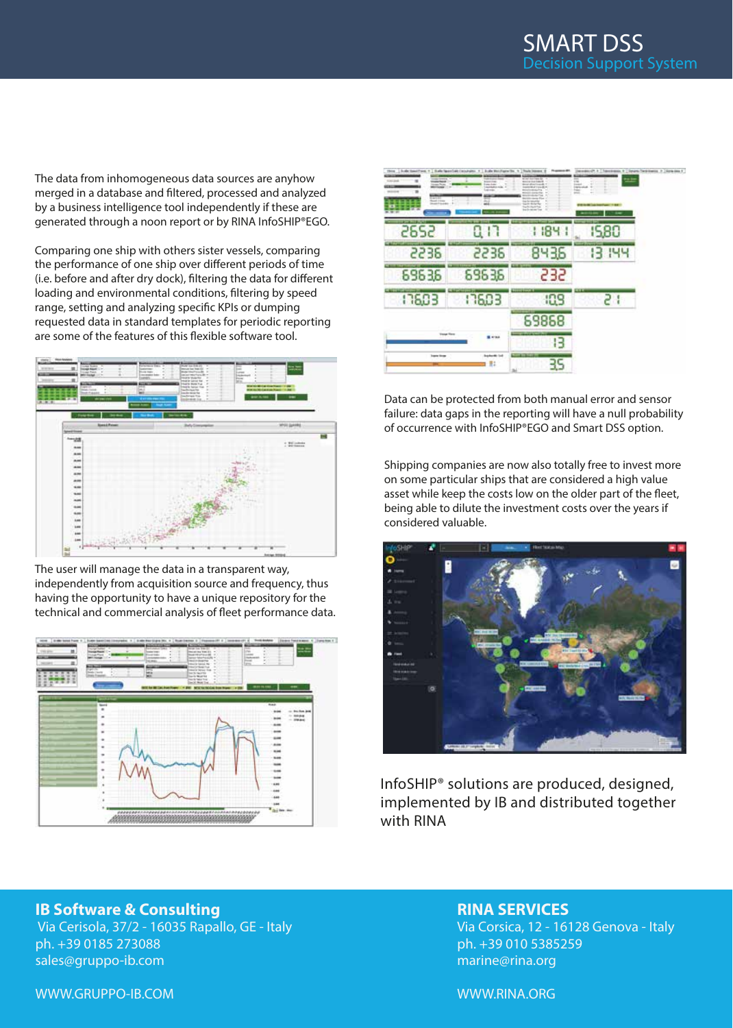# SMART DSS

## Decision Support System

The data from inhomogeneous data sources are anyhow merged in a database and filtered, processed and analyzed by a business intelligence tool independently if these are generated through a noon report or by RINA InfoSHIP®EGO.

Comparing one ship with others sister vessels, comparing the performance of one ship over different periods of time (i.e. before and after dry dock), filtering the data for different loading and environmental conditions, filtering by speed range, setting and analyzing specific KPIs or dumping requested data in standard templates for periodic reporting are some of the features of this flexible software tool.

The user will manage the data in a transparent way, independently from acquisition source and frequency, thus having the opportunity to have a unique repository for the technical and commercial analysis of fleet performance data.

Data can be protected from both manual error and sensor failure: data gaps in the reporting will have a null probability of occurrence with InfoSHIP®EGO and Smart DSS option.

Shipping companies are now also totally free to invest more on some particular ships that are considered a high value asset while keep the costs low on the older part of the fleet, being able to dilute the investment costs over the years if considered valuable.

InfoSHIP® solutions are produced, designed, implemented by IB and distributed together with RINA

**IB Software & Consulting**
Via Cerisola, 37/2 - 16035 Rapallo, GE - Italy
ph. +39 0185 273088
sales@gruppo-ib.com

WWW.GRUPPO-IB.COM

**RINA SERVICES**
Via Corsica, 12 - 16128 Genova - Italy
ph. +39 010 5385259
marine@rina.org

WWW.RINA.ORG